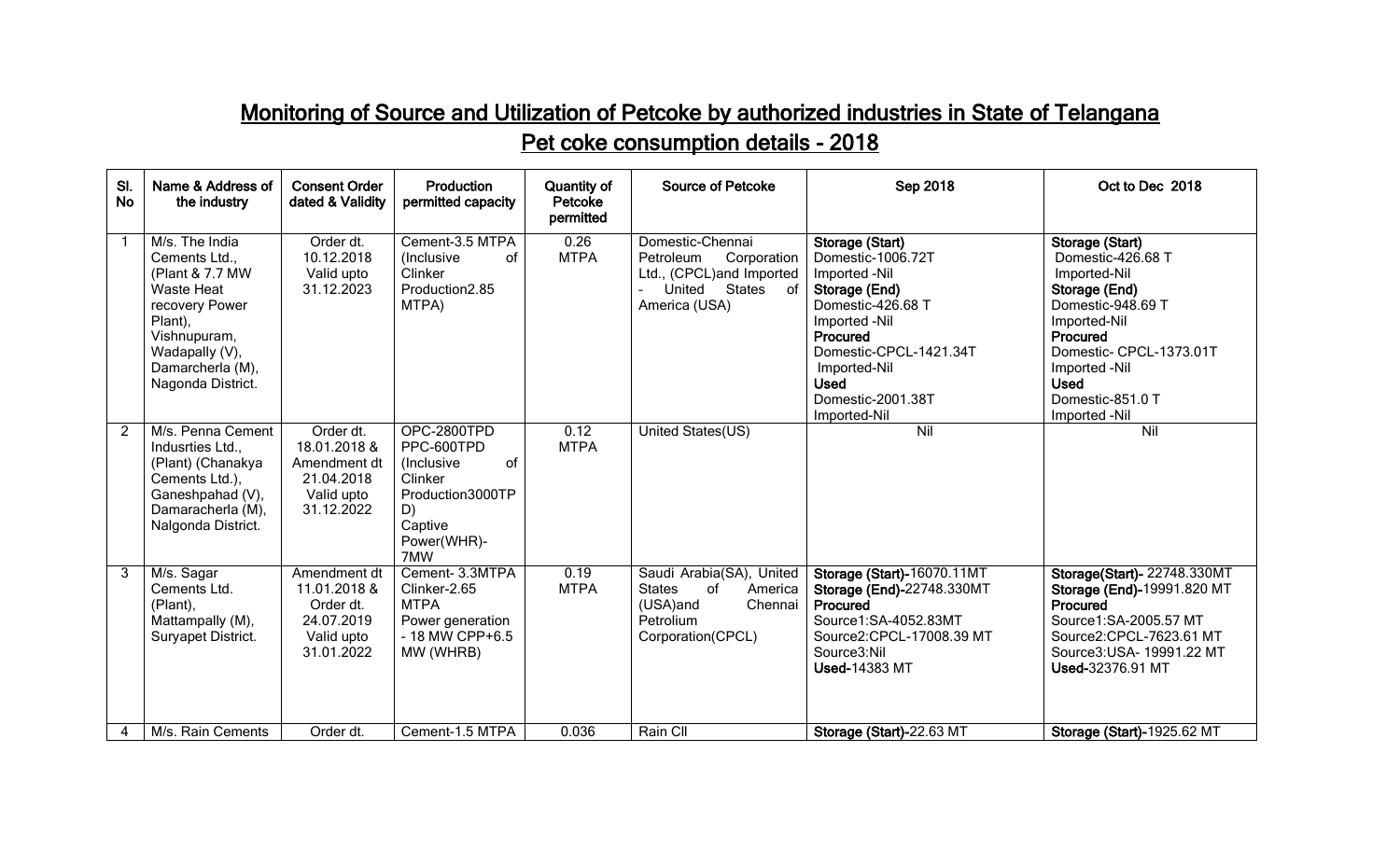# Monitoring of Source and Utilization of Petcoke by authorized industries in State of Telangana

## Pet coke consumption details - 2018

| Sl. No | Name & Address of the industry | Consent Order dated & Validity | Production permitted capacity | Quantity of Petcoke permitted | Source of Petcoke | Sep 2018 | Oct to Dec 2018 |
|---|---|---|---|---|---|---|---|
| 1 | M/s. The India Cements Ltd., (Plant & 7.7 MW Waste Heat recovery Power Plant), Vishnupuram, Wadapally (V), Damarcherla (M), Nagonda District. | Order dt. 10.12.2018 Valid upto 31.12.2023 | Cement-3.5 MTPA (Inclusive of Clinker Production2.85 MTPA) | 0.26 MTPA | Domestic-Chennai Petroleum Corporation Ltd., (CPCL)and Imported - United States of America (USA) | **Storage (Start)** Domestic-1006.72T Imported -Nil **Storage (End)** Domestic-426.68 T Imported -Nil **Procured** Domestic-CPCL-1421.34T Imported-Nil **Used** Domestic-2001.38T Imported-Nil | **Storage (Start)** Domestic-426.68 T Imported-Nil **Storage (End)** Domestic-948.69 T Imported-Nil **Procured** Domestic- CPCL-1373.01T Imported -Nil **Used** Domestic-851.0 T Imported -Nil |
| 2 | M/s. Penna Cement Indusrties Ltd., (Plant) (Chanakya Cements Ltd.), Ganeshpahad (V), Damaracherla (M), Nalgonda District. | Order dt. 18.01.2018 & Amendment dt 21.04.2018 Valid upto 31.12.2022 | OPC-2800TPD PPC-600TPD (Inclusive of Clinker Production3000TPD) Captive Power(WHR)-7MW | 0.12 MTPA | United States(US) | Nil | Nil |
| 3 | M/s. Sagar Cements Ltd. (Plant), Mattampally (M), Suryapet District. | Amendment dt 11.01.2018 & Order dt. 24.07.2019 Valid upto 31.01.2022 | Cement- 3.3MTPA Clinker-2.65 MTPA Power generation - 18 MW CPP+6.5 MW (WHRB) | 0.19 MTPA | Saudi Arabia(SA), United States of America (USA)and Chennai Petrolium Corporation(CPCL) | **Storage (Start)**-16070.11MT **Storage (End)**-22748.330MT **Procured** Source1:SA-4052.83MT Source2:CPCL-17008.39 MT Source3:Nil **Used**-14383 MT | **Storage(Start)**- 22748.330MT **Storage (End)**-19991.820 MT **Procured** Source1:SA-2005.57 MT Source2:CPCL-7623.61 MT Source3:USA- 19991.22 MT **Used**-32376.91 MT |
| 4 | M/s. Rain Cements | Order dt. | Cement-1.5 MTPA | 0.036 | Rain CII | **Storage (Start)**-22.63 MT | **Storage (Start)**-1925.62 MT |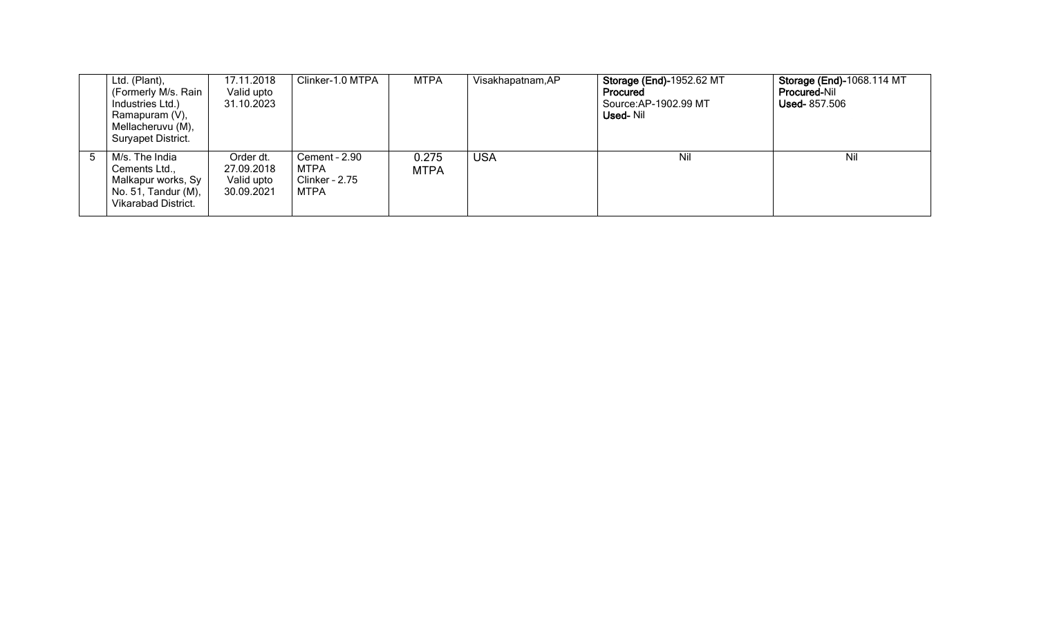| | | | | | | | |
|---|---|---|---|---|---|---|---|
| | Ltd. (Plant), (Formerly M/s. Rain Industries Ltd.) Ramapuram (V), Mellacheruvu (M), Suryapet District. | 17.11.2018 Valid upto 31.10.2023 | Clinker-1.0 MTPA | MTPA | Visakhapatnam,AP | **Storage (End)**-1952.62 MT **Procured** Source:AP-1902.99 MT **Used**- Nil | **Storage (End)**-1068.114 MT **Procured**-Nil **Used**- 857.506 |
| 5 | M/s. The India Cements Ltd., Malkapur works, Sy No. 51, Tandur (M), Vikarabad District. | Order dt. 27.09.2018 Valid upto 30.09.2021 | Cement - 2.90 MTPA Clinker - 2.75 MTPA | 0.275 MTPA | USA | Nil | Nil |